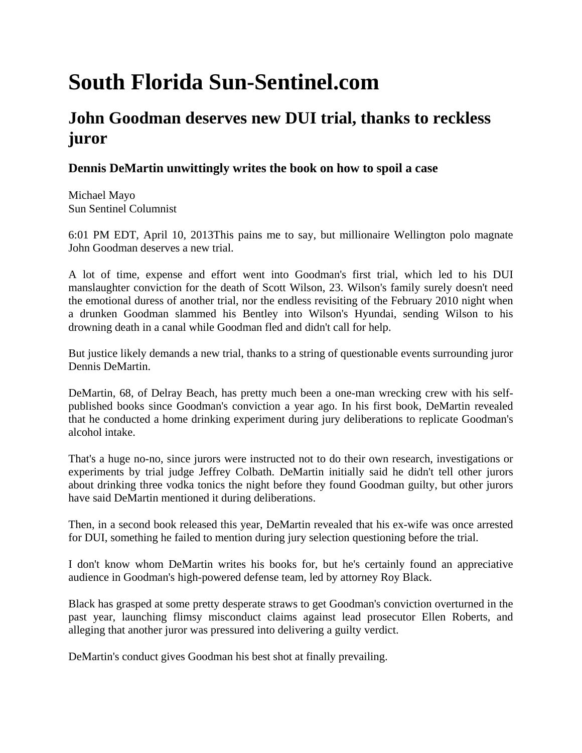# South Florida Sun-Sentinel.com

## John Goodman deserves new DUI trial, thanks to reckless juror

### Dennis DeMartin unwittingly writes the book on how to spoil a case

Michael Mayo
Sun Sentinel Columnist

6:01 PM EDT, April 10, 2013This pains me to say, but millionaire Wellington polo magnate John Goodman deserves a new trial.

A lot of time, expense and effort went into Goodman's first trial, which led to his DUI manslaughter conviction for the death of Scott Wilson, 23. Wilson's family surely doesn't need the emotional duress of another trial, nor the endless revisiting of the February 2010 night when a drunken Goodman slammed his Bentley into Wilson's Hyundai, sending Wilson to his drowning death in a canal while Goodman fled and didn't call for help.

But justice likely demands a new trial, thanks to a string of questionable events surrounding juror Dennis DeMartin.

DeMartin, 68, of Delray Beach, has pretty much been a one-man wrecking crew with his self-published books since Goodman's conviction a year ago. In his first book, DeMartin revealed that he conducted a home drinking experiment during jury deliberations to replicate Goodman's alcohol intake.

That's a huge no-no, since jurors were instructed not to do their own research, investigations or experiments by trial judge Jeffrey Colbath. DeMartin initially said he didn't tell other jurors about drinking three vodka tonics the night before they found Goodman guilty, but other jurors have said DeMartin mentioned it during deliberations.

Then, in a second book released this year, DeMartin revealed that his ex-wife was once arrested for DUI, something he failed to mention during jury selection questioning before the trial.

I don't know whom DeMartin writes his books for, but he's certainly found an appreciative audience in Goodman's high-powered defense team, led by attorney Roy Black.

Black has grasped at some pretty desperate straws to get Goodman's conviction overturned in the past year, launching flimsy misconduct claims against lead prosecutor Ellen Roberts, and alleging that another juror was pressured into delivering a guilty verdict.

DeMartin's conduct gives Goodman his best shot at finally prevailing.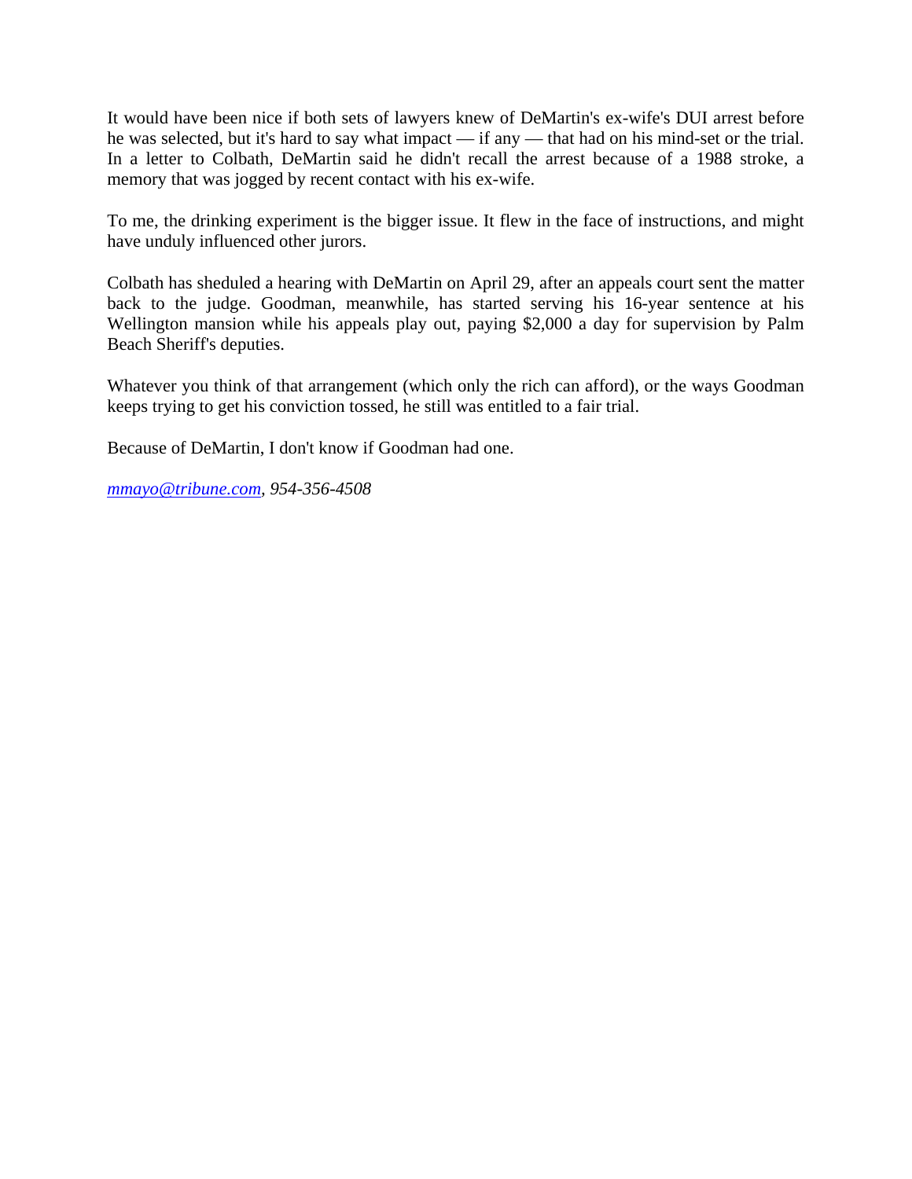It would have been nice if both sets of lawyers knew of DeMartin's ex-wife's DUI arrest before he was selected, but it's hard to say what impact — if any — that had on his mind-set or the trial. In a letter to Colbath, DeMartin said he didn't recall the arrest because of a 1988 stroke, a memory that was jogged by recent contact with his ex-wife.

To me, the drinking experiment is the bigger issue. It flew in the face of instructions, and might have unduly influenced other jurors.

Colbath has sheduled a hearing with DeMartin on April 29, after an appeals court sent the matter back to the judge. Goodman, meanwhile, has started serving his 16-year sentence at his Wellington mansion while his appeals play out, paying $2,000 a day for supervision by Palm Beach Sheriff's deputies.

Whatever you think of that arrangement (which only the rich can afford), or the ways Goodman keeps trying to get his conviction tossed, he still was entitled to a fair trial.

Because of DeMartin, I don't know if Goodman had one.

*mmayo@tribune.com, 954-356-4508*